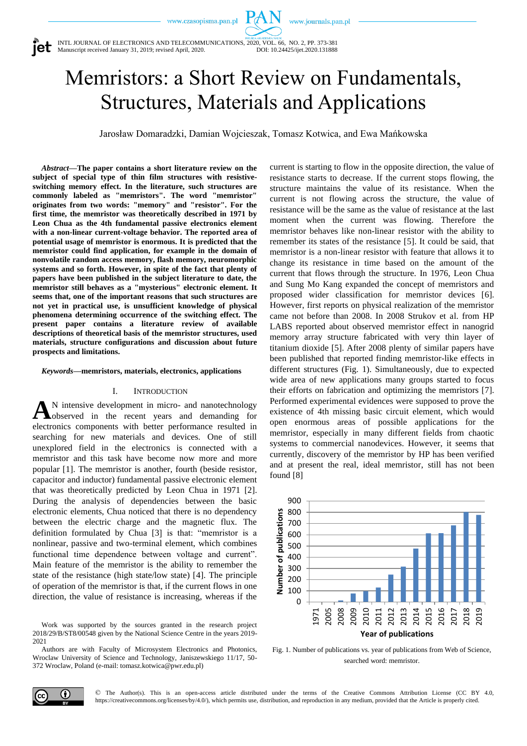# Memristors: a Short Review on Fundamentals, Structures, Materials and Applications

Jarosław Domaradzki, Damian Wojcieszak, Tomasz Kotwica, and Ewa Mańkowska

***Abstract*—The paper contains a short literature review on the subject of special type of thin film structures with resistive-switching memory effect. In the literature, such structures are commonly labeled as "memristors". The word "memristor" originates from two words: "memory" and "resistor". For the first time, the memristor was theoretically described in 1971 by Leon Chua as the 4th fundamental passive electronics element with a non-linear current-voltage behavior. The reported area of potential usage of memristor is enormous. It is predicted that the memristor could find application, for example in the domain of nonvolatile random access memory, flash memory, neuromorphic systems and so forth. However, in spite of the fact that plenty of papers have been published in the subject literature to date, the memristor still behaves as a "mysterious" electronic element. It seems that, one of the important reasons that such structures are not yet in practical use, is unsufficient knowledge of physical phenomena determining occurrence of the switching effect. The present paper contains a literature review of available descriptions of theoretical basis of the memristor structures, used materials, structure configurations and discussion about future prospects and limitations.**

***Keywords*—memristors, materials, electronics, applications**

## I. Introduction

An intensive development in micro- and nanotechnology observed in the recent years and demanding for electronics components with better performance resulted in searching for new materials and devices. One of still unexplored field in the electronics is connected with a memristor and this task have become now more and more popular [1]. The memristor is another, fourth (beside resistor, capacitor and inductor) fundamental passive electronic element that was theoretically predicted by Leon Chua in 1971 [2]. During the analysis of dependencies between the basic electronic elements, Chua noticed that there is no dependency between the electric charge and the magnetic flux. The definition formulated by Chua [3] is that: "memristor is a nonlinear, passive and two-terminal element, which combines functional time dependence between voltage and current". Main feature of the memristor is the ability to remember the state of the resistance (high state/low state) [4]. The principle of operation of the memristor is that, if the current flows in one direction, the value of resistance is increasing, whereas if the current is starting to flow in the opposite direction, the value of resistance starts to decrease. If the current stops flowing, the structure maintains the value of its resistance. When the current is not flowing across the structure, the value of resistance will be the same as the value of resistance at the last moment when the current was flowing. Therefore the memristor behaves like non-linear resistor with the ability to remember its states of the resistance [5]. It could be said, that memristor is a non-linear resistor with feature that allows it to change its resistance in time based on the amount of the current that flows through the structure. In 1976, Leon Chua and Sung Mo Kang expanded the concept of memristors and proposed wider classification for memristor devices [6]. However, first reports on physical realization of the memristor came not before than 2008. In 2008 Strukov et al. from HP LABS reported about observed memristor effect in nanogrid memory array structure fabricated with very thin layer of titanium dioxide [5]. After 2008 plenty of similar papers have been published that reported finding memristor-like effects in different structures (Fig. 1). Simultaneously, due to expected wide area of new applications many groups started to focus their efforts on fabrication and optimizing the memristors [7]. Performed experimental evidences were supposed to prove the existence of 4th missing basic circuit element, which would open enormous areas of possible applications for the memristor, especially in many different fields from chaotic systems to commercial nanodevices. However, it seems that currently, discovery of the memristor by HP has been verified and at present the real, ideal memristor, still has not been found [8]

| Year of publications | 1971 | 2005 | 2008 | 2009 | 2010 | 2011 | 2012 | 2013 | 2014 | 2015 | 2016 | 2017 | 2018 | 2019 |
|---|---|---|---|---|---|---|---|---|---|---|---|---|---|---|
| Number of publications | ~0 | ~0 | ~10 | ~75 | ~95 | ~125 | ~240 | ~315 | ~475 | ~610 | ~615 | ~680 | ~800 | ~775 |

Fig. 1. Number of publications vs. year of publications from Web of Science, searched word: memristor.

Work was supported by the sources granted in the research project 2018/29/B/ST8/00548 given by the National Science Centre in the years 2019-2021

Authors are with Faculty of Microsystem Electronics and Photonics, Wroclaw University of Science and Technology, Janiszewskiego 11/17, 50-372 Wroclaw, Poland (e-mail: tomasz.kotwica@pwr.edu.pl)

© The Author(s). This is an open-access article distributed under the terms of the Creative Commons Attribution License (CC BY 4.0, https://creativecommons.org/licenses/by/4.0/), which permits use, distribution, and reproduction in any medium, provided that the Article is properly cited.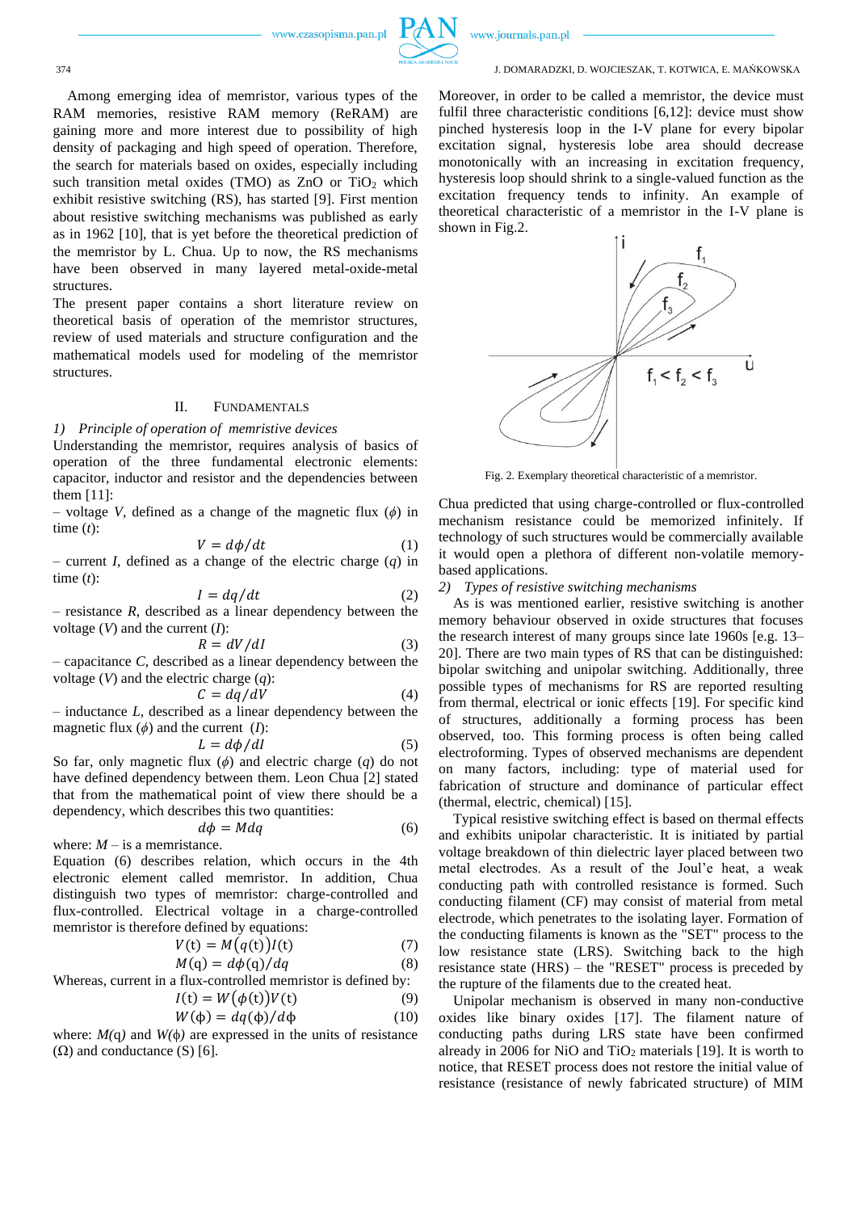Among emerging idea of memristor, various types of the RAM memories, resistive RAM memory (ReRAM) are gaining more and more interest due to possibility of high density of packaging and high speed of operation. Therefore, the search for materials based on oxides, especially including such transition metal oxides (TMO) as ZnO or $TiO_2$ which exhibit resistive switching (RS), has started [9]. First mention about resistive switching mechanisms was published as early as in 1962 [10], that is yet before the theoretical prediction of the memristor by L. Chua. Up to now, the RS mechanisms have been observed in many layered metal-oxide-metal structures.

The present paper contains a short literature review on theoretical basis of operation of the memristor structures, review of used materials and structure configuration and the mathematical models used for modeling of the memristor structures.

## II. Fundamentals

### 1) *Principle of operation of memristive devices*

Understanding the memristor, requires analysis of basics of operation of the three fundamental electronic elements: capacitor, inductor and resistor and the dependencies between them [11]:

– voltage $V$, defined as a change of the magnetic flux ($\phi$) in time ($t$):

$$V = d\phi/dt \tag{1}$$

– current $I$, defined as a change of the electric charge ($q$) in time ($t$):

$$I = dq/dt \tag{2}$$

– resistance $R$, described as a linear dependency between the voltage ($V$) and the current ($I$):

$$R = dV/dI \tag{3}$$

– capacitance $C$, described as a linear dependency between the voltage ($V$) and the electric charge ($q$):

$$C = dq/dV \tag{4}$$

– inductance $L$, described as a linear dependency between the magnetic flux ($\phi$) and the current ($I$):

$$L = d\phi/dI \tag{5}$$

So far, only magnetic flux ($\phi$) and electric charge ($q$) do not have defined dependency between them. Leon Chua [2] stated that from the mathematical point of view there should be a dependency, which describes this two quantities:

$$d\phi = Mdq \tag{6}$$

where: $M$ – is a memristance.

Equation (6) describes relation, which occurs in the 4th electronic element called memristor. In addition, Chua distinguish two types of memristor: charge-controlled and flux-controlled. Electrical voltage in a charge-controlled memristor is therefore defined by equations:

$$V(\mathrm{t}) = M\big(q(\mathrm{t})\big)I(\mathrm{t}) \tag{7}$$

$$M(\mathrm{q}) = d\phi(\mathrm{q})/dq \tag{8}$$

Whereas, current in a flux-controlled memristor is defined by:

$$I(\mathrm{t}) = W\big(\phi(\mathrm{t})\big)V(\mathrm{t}) \tag{9}$$

$$W(\phi) = dq(\phi)/d\phi \tag{10}$$

where: $M(q)$ and $W(\phi)$ are expressed in the units of resistance ($\Omega$) and conductance (S) [6].

Moreover, in order to be called a memristor, the device must fulfil three characteristic conditions [6,12]: device must show pinched hysteresis loop in the I-V plane for every bipolar excitation signal, hysteresis lobe area should decrease monotonically with an increasing in excitation frequency, hysteresis loop should shrink to a single-valued function as the excitation frequency tends to infinity. An example of theoretical characteristic of a memristor in the I-V plane is shown in Fig.2.

Fig. 2. Exemplary theoretical characteristic of a memristor.

Chua predicted that using charge-controlled or flux-controlled mechanism resistance could be memorized infinitely. If technology of such structures would be commercially available it would open a plethora of different non-volatile memory-based applications.

### 2) *Types of resistive switching mechanisms*

As is was mentioned earlier, resistive switching is another memory behaviour observed in oxide structures that focuses the research interest of many groups since late 1960s [e.g. 13–20]. There are two main types of RS that can be distinguished: bipolar switching and unipolar switching. Additionally, three possible types of mechanisms for RS are reported resulting from thermal, electrical or ionic effects [19]. For specific kind of structures, additionally a forming process has been observed, too. This forming process is often being called electroforming. Types of observed mechanisms are dependent on many factors, including: type of material used for fabrication of structure and dominance of particular effect (thermal, electric, chemical) [15].

Typical resistive switching effect is based on thermal effects and exhibits unipolar characteristic. It is initiated by partial voltage breakdown of thin dielectric layer placed between two metal electrodes. As a result of the Joul'e heat, a weak conducting path with controlled resistance is formed. Such conducting filament (CF) may consist of material from metal electrode, which penetrates to the isolating layer. Formation of the conducting filaments is known as the "SET" process to the low resistance state (LRS). Switching back to the high resistance state (HRS) – the "RESET" process is preceded by the rupture of the filaments due to the created heat.

Unipolar mechanism is observed in many non-conductive oxides like binary oxides [17]. The filament nature of conducting paths during LRS state have been confirmed already in 2006 for NiO and $TiO_2$ materials [19]. It is worth to notice, that RESET process does not restore the initial value of resistance (resistance of newly fabricated structure) of MIM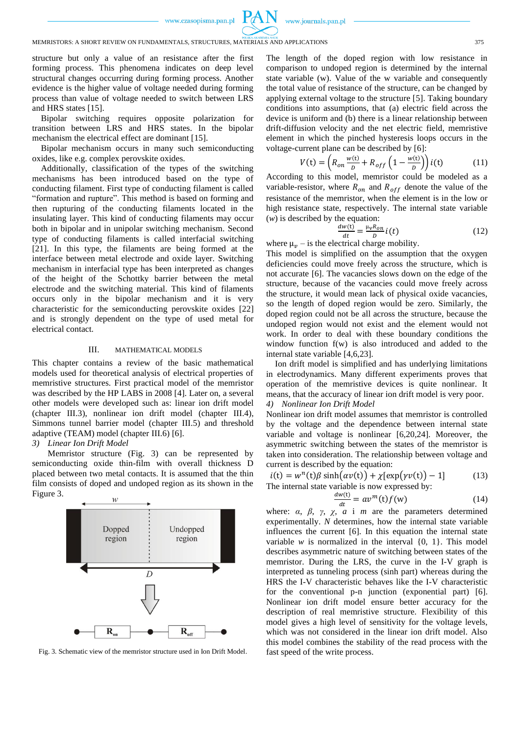structure but only a value of an resistance after the first forming process. This phenomena indicates on deep level structural changes occurring during forming process. Another evidence is the higher value of voltage needed during forming process than value of voltage needed to switch between LRS and HRS states [15].

Bipolar switching requires opposite polarization for transition between LRS and HRS states. In the bipolar mechanism the electrical effect are dominant [15].

Bipolar mechanism occurs in many such semiconducting oxides, like e.g. complex perovskite oxides.

Additionally, classification of the types of the switching mechanisms has been introduced based on the type of conducting filament. First type of conducting filament is called "formation and rupture". This method is based on forming and then rupturing of the conducting filaments located in the insulating layer. This kind of conducting filaments may occur both in bipolar and in unipolar switching mechanism. Second type of conducting filaments is called interfacial switching [21]. In this type, the filaments are being formed at the interface between metal electrode and oxide layer. Switching mechanism in interfacial type has been interpreted as changes of the height of the Schottky barrier between the metal electrode and the switching material. This kind of filaments occurs only in the bipolar mechanism and it is very characteristic for the semiconducting perovskite oxides [22] and is strongly dependent on the type of used metal for electrical contact.

## III. Mathematical Models

This chapter contains a review of the basic mathematical models used for theoretical analysis of electrical properties of memristive structures. First practical model of the memristor was described by the HP LABS in 2008 [4]. Later on, a several other models were developed such as: linear ion drift model (chapter III.3), nonlinear ion drift model (chapter III.4), Simmons tunnel barrier model (chapter III.5) and threshold adaptive (TEAM) model (chapter III.6) [6].

### *3) Linear Ion Drift Model*

Memristor structure (Fig. 3) can be represented by semiconducting oxide thin-film with overall thickness D placed between two metal contacts. It is assumed that the thin film consists of doped and undoped region as its shown in the Figure 3.

Fig. 3. Schematic view of the memristor structure used in Ion Drift Model.

The length of the doped region with low resistance in comparison to undoped region is determined by the internal state variable (w). Value of the w variable and consequently the total value of resistance of the structure, can be changed by applying external voltage to the structure [5]. Taking boundary conditions into assumptions, that (a) electric field across the device is uniform and (b) there is a linear relationship between drift-diffusion velocity and the net electric field, memristive element in which the pinched hysteresis loops occurs in the voltage-current plane can be described by [6]:

$$V(\mathrm{t}) = \left(R_{on}\frac{w(\mathrm{t})}{D} + R_{off}\left(1 - \frac{w(\mathrm{t})}{D}\right)\right) i(\mathrm{t}) \tag{11}$$

According to this model, memristor could be modeled as a variable-resistor, where $R_{on}$ and $R_{off}$ denote the value of the resistance of the memristor, when the element is in the low or high resistance state, respectively. The internal state variable ($w$) is described by the equation:

$$\frac{dw(\mathrm{t})}{dt} = \frac{\mu_V R_{on}}{D} i(t) \tag{12}$$

where $\mu_v$ – is the electrical charge mobility.

This model is simplified on the assumption that the oxygen deficiencies could move freely across the structure, which is not accurate [6]. The vacancies slows down on the edge of the structure, because of the vacancies could move freely across the structure, it would mean lack of physical oxide vacancies, so the length of doped region would be zero. Similarly, the doped region could not be all across the structure, because the undoped region would not exist and the element would not work. In order to deal with these boundary conditions the window function f(w) is also introduced and added to the internal state variable [4,6,23].

Ion drift model is simplified and has underlying limitations in electrodynamics. Many different experiments proves that operation of the memristive devices is quite nonlinear. It means, that the accuracy of linear ion drift model is very poor.

### *4) Nonlinear Ion Drift Model*

Nonlinear ion drift model assumes that memristor is controlled by the voltage and the dependence between internal state variable and voltage is nonlinear [6,20,24]. Moreover, the asymmetric switching between the states of the memristor is taken into consideration. The relationship between voltage and current is described by the equation:

$$i(\mathrm{t}) = w^n(\mathrm{t})\beta \sinh\big(\alpha v(\mathrm{t})\big) + \chi[\exp\big(\gamma v(\mathrm{t})\big) - 1] \tag{13}$$

The internal state variable is now expressed by:

$$\frac{dw(\mathrm{t})}{dt} = av^m(\mathrm{t}) f(\mathrm{w}) \tag{14}$$

where: $\alpha$, $\beta$, $\gamma$, $\chi$, $a$ i $m$ are the parameters determined experimentally. $N$ determines, how the internal state variable influences the current [6]. In this equation the internal state variable $w$ is normalized in the interval {0, 1}. This model describes asymmetric nature of switching between states of the memristor. During the LRS, the curve in the I-V graph is interpreted as tunneling process (sinh part) whereas during the HRS the I-V characteristic behaves like the I-V characteristic for the conventional p-n junction (exponential part) [6]. Nonlinear ion drift model ensure better accuracy for the description of real memristive structure. Flexibility of this model gives a high level of sensitivity for the voltage levels, which was not considered in the linear ion drift model. Also this model combines the stability of the read process with the fast speed of the write process.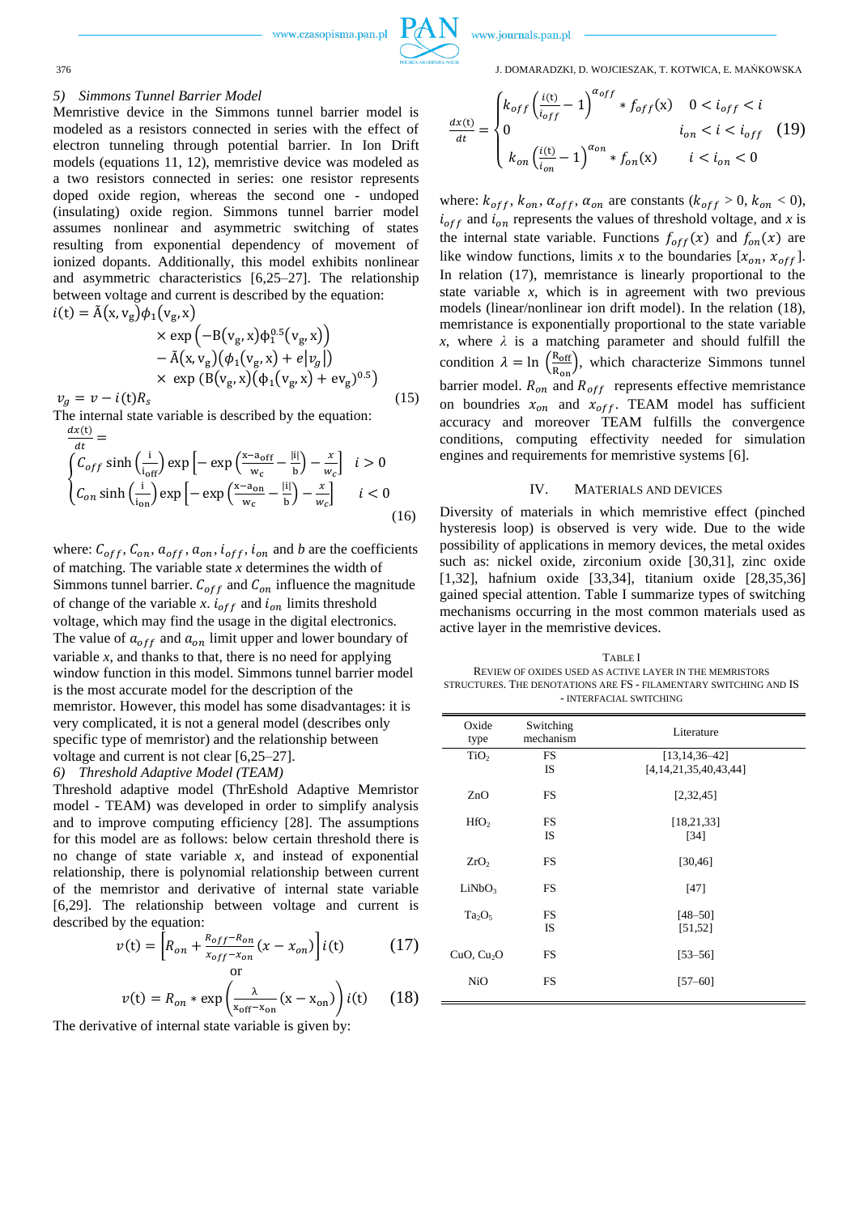### 5) *Simmons Tunnel Barrier Model*

Memristive device in the Simmons tunnel barrier model is modeled as a resistors connected in series with the effect of electron tunneling through potential barrier. In Ion Drift models (equations 11, 12), memristive device was modeled as a two resistors connected in series: one resistor represents doped oxide region, whereas the second one - undoped (insulating) oxide region. Simmons tunnel barrier model assumes nonlinear and asymmetric switching of states resulting from exponential dependency of movement of ionized dopants. Additionally, this model exhibits nonlinear and asymmetric characteristics [6,25–27]. The relationship between voltage and current is described by the equation:

$$
\begin{aligned}
i(t) = \tilde{A}(x, v_g)\phi_1(v_g, x) & \\
\times \exp\left(-B(v_g, x)\phi_1^{0.5}(v_g, x)\right) & \\
- \tilde{A}(x, v_g)\left(\phi_1(v_g, x) + e\left|v_g\right|\right) & \\
\times \exp\left(B(v_g, x)\right)\left(\phi_1(v_g, x) + ev_g\right)^{0.5}\Big) & \\
v_g = v - i(t)R_s &
\end{aligned}
\tag{15}
$$

The internal state variable is described by the equation:

$$
\frac{dx(t)}{dt} = \begin{cases} C_{off} \sinh\left(\frac{i}{i_{off}}\right) \exp\left[-\exp\left(\frac{x-a_{off}}{w_c} - \frac{|i|}{b}\right) - \frac{x}{w_c}\right] & i > 0 \\ C_{on} \sinh\left(\frac{i}{i_{on}}\right) \exp\left[-\exp\left(\frac{x-a_{on}}{w_c} - \frac{|i|}{b}\right) - \frac{x}{w_c}\right] & i < 0 \end{cases} \tag{16}
$$

where: $C_{off}$, $C_{on}$, $a_{off}$, $a_{on}$, $i_{off}$, $i_{on}$ and $b$ are the coefficients of matching. The variable state $x$ determines the width of Simmons tunnel barrier. $C_{off}$ and $C_{on}$ influence the magnitude of change of the variable $x$. $i_{off}$ and $i_{on}$ limits threshold voltage, which may find the usage in the digital electronics. The value of $a_{off}$ and $a_{on}$ limit upper and lower boundary of variable $x$, and thanks to that, there is no need for applying window function in this model. Simmons tunnel barrier model is the most accurate model for the description of the memristor. However, this model has some disadvantages: it is very complicated, it is not a general model (describes only specific type of memristor) and the relationship between voltage and current is not clear [6,25–27].

### 6) *Threshold Adaptive Model (TEAM)*

Threshold adaptive model (ThrEshold Adaptive Memristor model - TEAM) was developed in order to simplify analysis and to improve computing efficiency [28]. The assumptions for this model are as follows: below certain threshold there is no change of state variable $x$, and instead of exponential relationship, there is polynomial relationship between current of the memristor and derivative of internal state variable [6,29]. The relationship between voltage and current is described by the equation:

$$
v(t) = \left[R_{on} + \frac{R_{off} - R_{on}}{x_{off} - x_{on}}(x - x_{on})\right] i(t) \tag{17}
$$

or

$$
v(t) = R_{on} * \exp\left(\frac{\lambda}{x_{off} - x_{on}}(x - x_{on})\right) i(t) \tag{18}
$$

The derivative of internal state variable is given by:

$$
\frac{dx(t)}{dt} = \begin{cases} k_{off}\left(\frac{i(t)}{i_{off}} - 1\right)^{\alpha_{off}} * f_{off}(x) & 0 < i_{off} < i \\ 0 & i_{on} < i < i_{off} \\ k_{on}\left(\frac{i(t)}{i_{on}} - 1\right)^{\alpha_{on}} * f_{on}(x) & i < i_{on} < 0 \end{cases} \tag{19}
$$

where: $k_{off}$, $k_{on}$, $\alpha_{off}$, $\alpha_{on}$ are constants ($k_{off} > 0$, $k_{on} < 0$), $i_{off}$ and $i_{on}$ represents the values of threshold voltage, and $x$ is the internal state variable. Functions $f_{off}(x)$ and $f_{on}(x)$ are like window functions, limits $x$ to the boundaries $[x_{on}, x_{off}]$. In relation (17), memristance is linearly proportional to the state variable $x$, which is in agreement with two previous models (linear/nonlinear ion drift model). In the relation (18), memristance is exponentially proportional to the state variable $x$, where $\lambda$ is a matching parameter and should fulfill the condition $\lambda = \ln\left(\frac{R_{off}}{R_{on}}\right)$, which characterize Simmons tunnel barrier model. $R_{on}$ and $R_{off}$ represents effective memristance on boundries $x_{on}$ and $x_{off}$. TEAM model has sufficient accuracy and moreover TEAM fulfills the convergence conditions, computing effectivity needed for simulation engines and requirements for memristive systems [6].

## IV. Materials and Devices

Diversity of materials in which memristive effect (pinched hysteresis loop) is observed is very wide. Due to the wide possibility of applications in memory devices, the metal oxides such as: nickel oxide, zirconium oxide [30,31], zinc oxide [1,32], hafnium oxide [33,34], titanium oxide [28,35,36] gained special attention. Table I summarize types of switching mechanisms occurring in the most common materials used as active layer in the memristive devices.

TABLE I
REVIEW OF OXIDES USED AS ACTIVE LAYER IN THE MEMRISTORS STRUCTURES. THE DENOTATIONS ARE FS - FILAMENTARY SWITCHING AND IS - INTERFACIAL SWITCHING

| Oxide type | Switching mechanism | Literature |
|---|---|---|
| $TiO_2$ | FS<br>IS | [13,14,36–42]<br>[4,14,21,35,40,43,44] |
| ZnO | FS | [2,32,45] |
| $HfO_2$ | FS<br>IS | [18,21,33]<br>[34] |
| $ZrO_2$ | FS | [30,46] |
| $LiNbO_3$ | FS | [47] |
| $Ta_2O_5$ | FS<br>IS | [48–50]<br>[51,52] |
| CuO, $Cu_2O$ | FS | [53–56] |
| NiO | FS | [57–60] |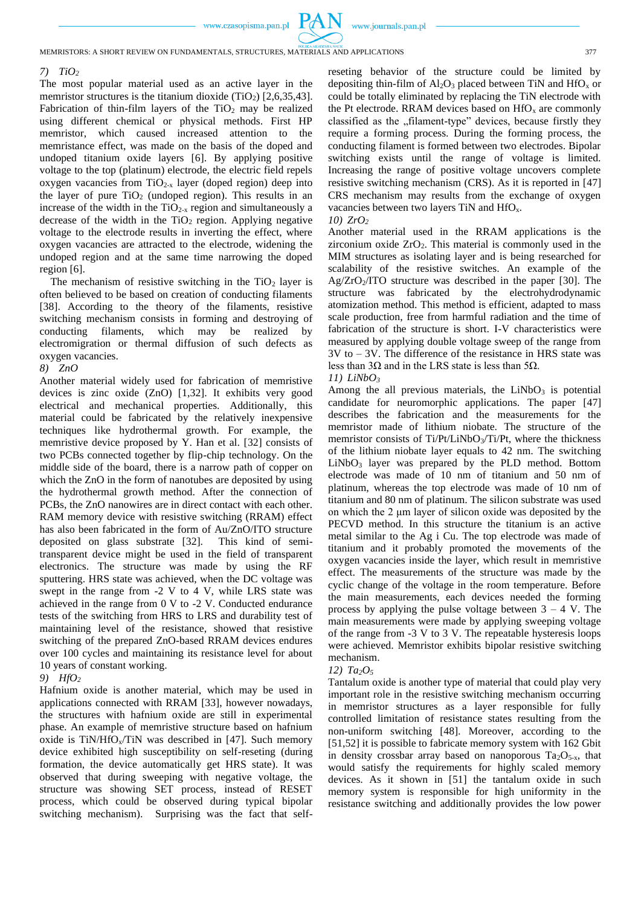#### 7) $TiO_2$

The most popular material used as an active layer in the memristor structures is the titanium dioxide ($TiO_2$) [2,6,35,43]. Fabrication of thin-film layers of the $TiO_2$ may be realized using different chemical or physical methods. First HP memristor, which caused increased attention to the memristance effect, was made on the basis of the doped and undoped titanium oxide layers [6]. By applying positive voltage to the top (platinum) electrode, the electric field repels oxygen vacancies from $TiO_{2-x}$ layer (doped region) deep into the layer of pure $TiO_2$ (undoped region). This results in an increase of the width in the $TiO_{2-x}$ region and simultaneously a decrease of the width in the $TiO_2$ region. Applying negative voltage to the electrode results in inverting the effect, where oxygen vacancies are attracted to the electrode, widening the undoped region and at the same time narrowing the doped region [6].

The mechanism of resistive switching in the $TiO_2$ layer is often believed to be based on creation of conducting filaments [38]. According to the theory of the filaments, resistive switching mechanism consists in forming and destroying of conducting filaments, which may be realized by electromigration or thermal diffusion of such defects as oxygen vacancies.

#### 8) ZnO

Another material widely used for fabrication of memristive devices is zinc oxide (ZnO) [1,32]. It exhibits very good electrical and mechanical properties. Additionally, this material could be fabricated by the relatively inexpensive techniques like hydrothermal growth. For example, the memristive device proposed by Y. Han et al. [32] consists of two PCBs connected together by flip-chip technology. On the middle side of the board, there is a narrow path of copper on which the ZnO in the form of nanotubes are deposited by using the hydrothermal growth method. After the connection of PCBs, the ZnO nanowires are in direct contact with each other. RAM memory device with resistive switching (RRAM) effect has also been fabricated in the form of Au/ZnO/ITO structure deposited on glass substrate [32]. This kind of semi-transparent device might be used in the field of transparent electronics. The structure was made by using the RF sputtering. HRS state was achieved, when the DC voltage was swept in the range from -2 V to 4 V, while LRS state was achieved in the range from 0 V to -2 V. Conducted endurance tests of the switching from HRS to LRS and durability test of maintaining level of the resistance, showed that resistive switching of the prepared ZnO-based RRAM devices endures over 100 cycles and maintaining its resistance level for about 10 years of constant working.

#### 9) $HfO_2$

Hafnium oxide is another material, which may be used in applications connected with RRAM [33], however nowadays, the structures with hafnium oxide are still in experimental phase. An example of memristive structure based on hafnium oxide is TiN/$HfO_x$/TiN was described in [47]. Such memory device exhibited high susceptibility on self-reseting (during formation, the device automatically get HRS state). It was observed that during sweeping with negative voltage, the structure was showing SET process, instead of RESET process, which could be observed during typical bipolar switching mechanism). Surprising was the fact that self-reseting behavior of the structure could be limited by depositing thin-film of $Al_2O_3$ placed between TiN and $HfO_x$ or could be totally eliminated by replacing the TiN electrode with the Pt electrode. RRAM devices based on $HfO_x$ are commonly classified as the „filament-type" devices, because firstly they require a forming process. During the forming process, the conducting filament is formed between two electrodes. Bipolar switching exists until the range of voltage is limited. Increasing the range of positive voltage uncovers complete resistive switching mechanism (CRS). As it is reported in [47] CRS mechanism may results from the exchange of oxygen vacancies between two layers TiN and $HfO_x$.

#### 10) $ZrO_2$

Another material used in the RRAM applications is the zirconium oxide $ZrO_2$. This material is commonly used in the MIM structures as isolating layer and is being researched for scalability of the resistive switches. An example of the Ag/$ZrO_2$/ITO structure was described in the paper [30]. The structure was fabricated by the electrohydrodynamic atomization method. This method is efficient, adapted to mass scale production, free from harmful radiation and the time of fabrication of the structure is short. I-V characteristics were measured by applying double voltage sweep of the range from 3V to – 3V. The difference of the resistance in HRS state was less than 3Ω and in the LRS state is less than 5Ω.

#### 11) $LiNbO_3$

Among the all previous materials, the $LiNbO_3$ is potential candidate for neuromorphic applications. The paper [47] describes the fabrication and the measurements for the memristor made of lithium niobate. The structure of the memristor consists of Ti/Pt/$LiNbO_3$/Ti/Pt, where the thickness of the lithium niobate layer equals to 42 nm. The switching $LiNbO_3$ layer was prepared by the PLD method. Bottom electrode was made of 10 nm of titanium and 50 nm of platinum, whereas the top electrode was made of 10 nm of titanium and 80 nm of platinum. The silicon substrate was used on which the 2 μm layer of silicon oxide was deposited by the PECVD method. In this structure the titanium is an active metal similar to the Ag i Cu. The top electrode was made of titanium and it probably promoted the movements of the oxygen vacancies inside the layer, which result in memristive effect. The measurements of the structure was made by the cyclic change of the voltage in the room temperature. Before the main measurements, each devices needed the forming process by applying the pulse voltage between 3 – 4 V. The main measurements were made by applying sweeping voltage of the range from -3 V to 3 V. The repeatable hysteresis loops were achieved. Memristor exhibits bipolar resistive switching mechanism.

#### 12) $Ta_2O_5$

Tantalum oxide is another type of material that could play very important role in the resistive switching mechanism occurring in memristor structures as a layer responsible for fully controlled limitation of resistance states resulting from the non-uniform switching [48]. Moreover, according to the [51,52] it is possible to fabricate memory system with 162 Gbit in density crossbar array based on nanoporous $Ta_2O_{5-x}$, that would satisfy the requirements for highly scaled memory devices. As it shown in [51] the tantalum oxide in such memory system is responsible for high uniformity in the resistance switching and additionally provides the low power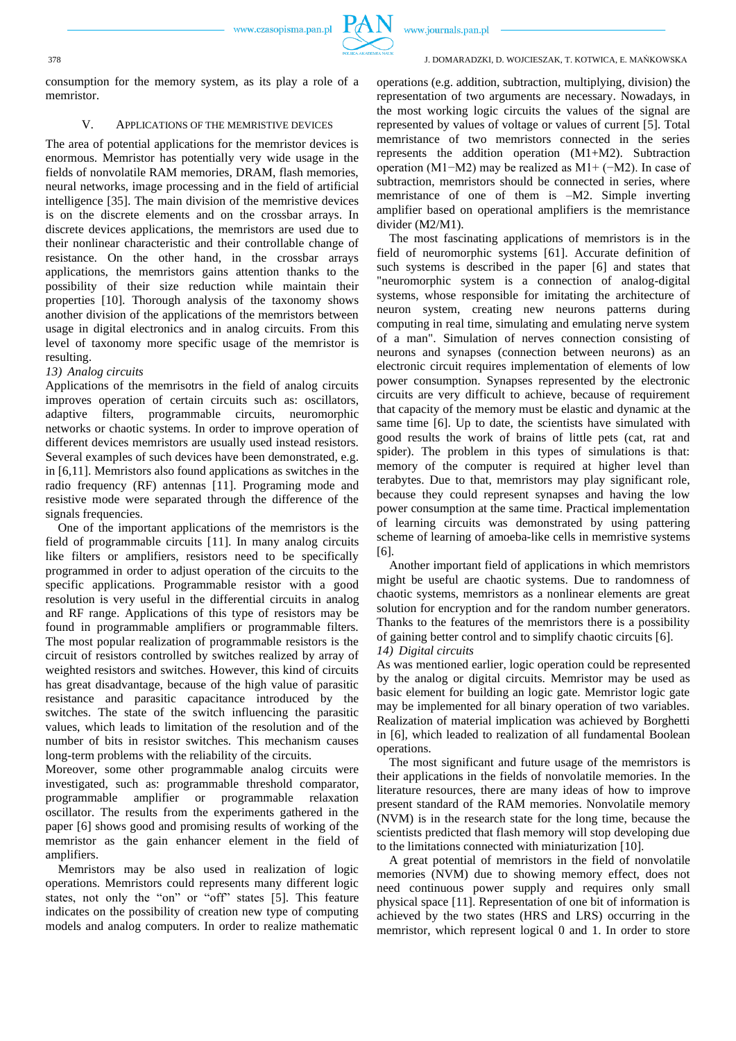consumption for the memory system, as its play a role of a memristor.

## V. Applications of the Memristive Devices

The area of potential applications for the memristor devices is enormous. Memristor has potentially very wide usage in the fields of nonvolatile RAM memories, DRAM, flash memories, neural networks, image processing and in the field of artificial intelligence [35]. The main division of the memristive devices is on the discrete elements and on the crossbar arrays. In discrete devices applications, the memristors are used due to their nonlinear characteristic and their controllable change of resistance. On the other hand, in the crossbar arrays applications, the memristors gains attention thanks to the possibility of their size reduction while maintain their properties [10]. Thorough analysis of the taxonomy shows another division of the applications of the memristors between usage in digital electronics and in analog circuits. From this level of taxonomy more specific usage of the memristor is resulting.

*13) Analog circuits*

Applications of the memrisotrs in the field of analog circuits improves operation of certain circuits such as: oscillators, adaptive filters, programmable circuits, neuromorphic networks or chaotic systems. In order to improve operation of different devices memristors are usually used instead resistors. Several examples of such devices have been demonstrated, e.g. in [6,11]. Memristors also found applications as switches in the radio frequency (RF) antennas [11]. Programing mode and resistive mode were separated through the difference of the signals frequencies.

One of the important applications of the memristors is the field of programmable circuits [11]. In many analog circuits like filters or amplifiers, resistors need to be specifically programmed in order to adjust operation of the circuits to the specific applications. Programmable resistor with a good resolution is very useful in the differential circuits in analog and RF range. Applications of this type of resistors may be found in programmable amplifiers or programmable filters. The most popular realization of programmable resistors is the circuit of resistors controlled by switches realized by array of weighted resistors and switches. However, this kind of circuits has great disadvantage, because of the high value of parasitic resistance and parasitic capacitance introduced by the switches. The state of the switch influencing the parasitic values, which leads to limitation of the resolution and of the number of bits in resistor switches. This mechanism causes long-term problems with the reliability of the circuits.

Moreover, some other programmable analog circuits were investigated, such as: programmable threshold comparator, programmable amplifier or programmable relaxation oscillator. The results from the experiments gathered in the paper [6] shows good and promising results of working of the memristor as the gain enhancer element in the field of amplifiers.

Memristors may be also used in realization of logic operations. Memristors could represents many different logic states, not only the "on" or "off" states [5]. This feature indicates on the possibility of creation new type of computing models and analog computers. In order to realize mathematic operations (e.g. addition, subtraction, multiplying, division) the representation of two arguments are necessary. Nowadays, in the most working logic circuits the values of the signal are represented by values of voltage or values of current [5]. Total memristance of two memristors connected in the series represents the addition operation (M1+M2). Subtraction operation (M1−M2) may be realized as M1+ (−M2). In case of subtraction, memristors should be connected in series, where memristance of one of them is –M2. Simple inverting amplifier based on operational amplifiers is the memristance divider (M2/M1).

The most fascinating applications of memristors is in the field of neuromorphic systems [61]. Accurate definition of such systems is described in the paper [6] and states that "neuromorphic system is a connection of analog-digital systems, whose responsible for imitating the architecture of neuron system, creating new neurons patterns during computing in real time, simulating and emulating nerve system of a man". Simulation of nerves connection consisting of neurons and synapses (connection between neurons) as an electronic circuit requires implementation of elements of low power consumption. Synapses represented by the electronic circuits are very difficult to achieve, because of requirement that capacity of the memory must be elastic and dynamic at the same time [6]. Up to date, the scientists have simulated with good results the work of brains of little pets (cat, rat and spider). The problem in this types of simulations is that: memory of the computer is required at higher level than terabytes. Due to that, memristors may play significant role, because they could represent synapses and having the low power consumption at the same time. Practical implementation of learning circuits was demonstrated by using pattering scheme of learning of amoeba-like cells in memristive systems [6].

Another important field of applications in which memristors might be useful are chaotic systems. Due to randomness of chaotic systems, memristors as a nonlinear elements are great solution for encryption and for the random number generators. Thanks to the features of the memristors there is a possibility of gaining better control and to simplify chaotic circuits [6].

*14) Digital circuits*

As was mentioned earlier, logic operation could be represented by the analog or digital circuits. Memristor may be used as basic element for building an logic gate. Memristor logic gate may be implemented for all binary operation of two variables. Realization of material implication was achieved by Borghetti in [6], which leaded to realization of all fundamental Boolean operations.

The most significant and future usage of the memristors is their applications in the fields of nonvolatile memories. In the literature resources, there are many ideas of how to improve present standard of the RAM memories. Nonvolatile memory (NVM) is in the research state for the long time, because the scientists predicted that flash memory will stop developing due to the limitations connected with miniaturization [10].

A great potential of memristors in the field of nonvolatile memories (NVM) due to showing memory effect, does not need continuous power supply and requires only small physical space [11]. Representation of one bit of information is achieved by the two states (HRS and LRS) occurring in the memristor, which represent logical 0 and 1. In order to store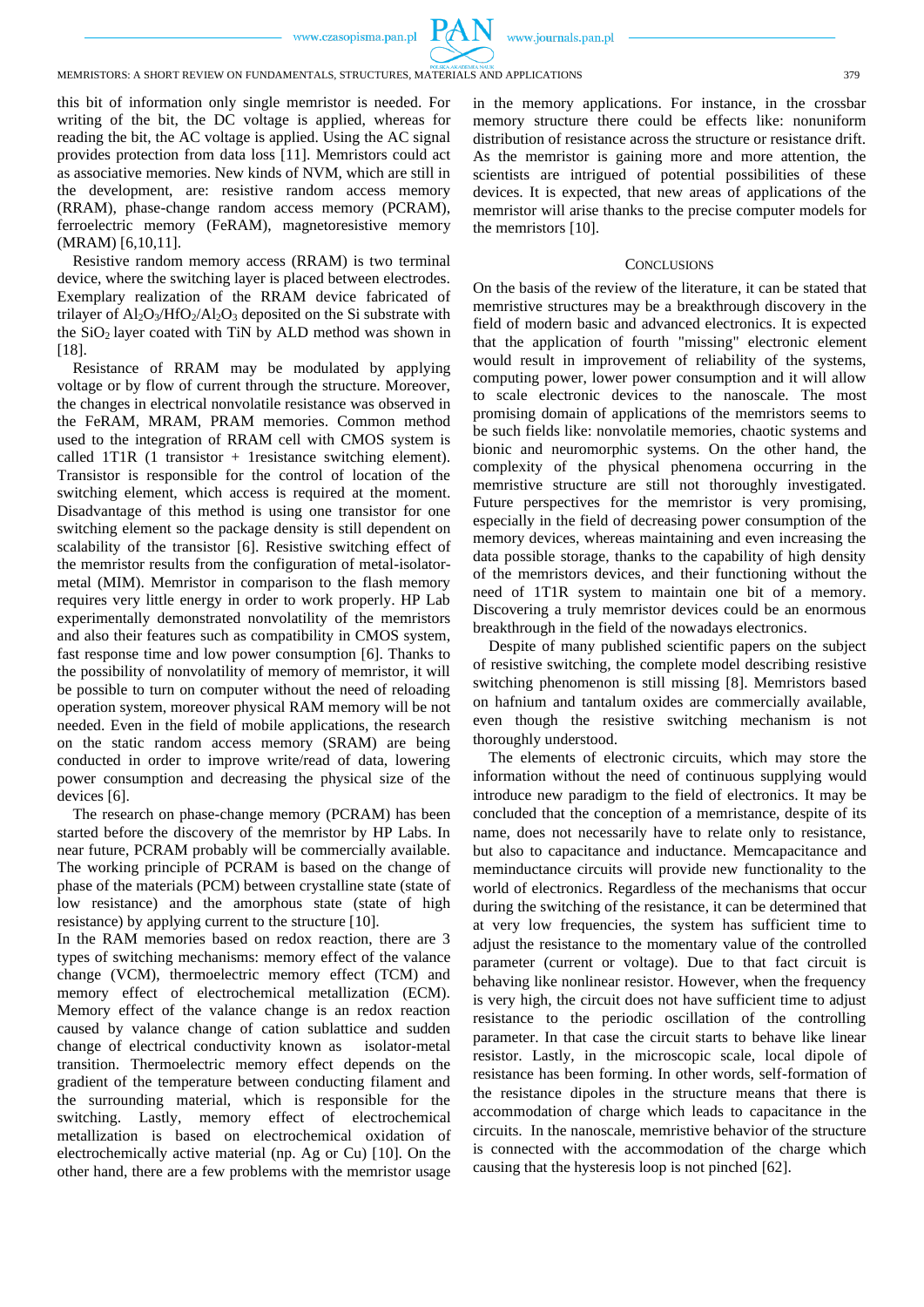this bit of information only single memristor is needed. For writing of the bit, the DC voltage is applied, whereas for reading the bit, the AC voltage is applied. Using the AC signal provides protection from data loss [11]. Memristors could act as associative memories. New kinds of NVM, which are still in the development, are: resistive random access memory (RRAM), phase-change random access memory (PCRAM), ferroelectric memory (FeRAM), magnetoresistive memory (MRAM) [6,10,11].

Resistive random memory access (RRAM) is two terminal device, where the switching layer is placed between electrodes. Exemplary realization of the RRAM device fabricated of trilayer of $Al_2O_3$/$HfO_2$/$Al_2O_3$ deposited on the Si substrate with the $SiO_2$ layer coated with TiN by ALD method was shown in [18].

Resistance of RRAM may be modulated by applying voltage or by flow of current through the structure. Moreover, the changes in electrical nonvolatile resistance was observed in the FeRAM, MRAM, PRAM memories. Common method used to the integration of RRAM cell with CMOS system is called 1T1R (1 transistor + 1resistance switching element). Transistor is responsible for the control of location of the switching element, which access is required at the moment. Disadvantage of this method is using one transistor for one switching element so the package density is still dependent on scalability of the transistor [6]. Resistive switching effect of the memristor results from the configuration of metal-isolator-metal (MIM). Memristor in comparison to the flash memory requires very little energy in order to work properly. HP Lab experimentally demonstrated nonvolatility of the memristors and also their features such as compatibility in CMOS system, fast response time and low power consumption [6]. Thanks to the possibility of nonvolatility of memory of memristor, it will be possible to turn on computer without the need of reloading operation system, moreover physical RAM memory will be not needed. Even in the field of mobile applications, the research on the static random access memory (SRAM) are being conducted in order to improve write/read of data, lowering power consumption and decreasing the physical size of the devices [6].

The research on phase-change memory (PCRAM) has been started before the discovery of the memristor by HP Labs. In near future, PCRAM probably will be commercially available. The working principle of PCRAM is based on the change of phase of the materials (PCM) between crystalline state (state of low resistance) and the amorphous state (state of high resistance) by applying current to the structure [10].

In the RAM memories based on redox reaction, there are 3 types of switching mechanisms: memory effect of the valance change (VCM), thermoelectric memory effect (TCM) and memory effect of electrochemical metallization (ECM). Memory effect of the valance change is an redox reaction caused by valance change of cation sublattice and sudden change of electrical conductivity known as isolator-metal transition. Thermoelectric memory effect depends on the gradient of the temperature between conducting filament and the surrounding material, which is responsible for the switching. Lastly, memory effect of electrochemical metallization is based on electrochemical oxidation of electrochemically active material (np. Ag or Cu) [10]. On the other hand, there are a few problems with the memristor usage in the memory applications. For instance, in the crossbar memory structure there could be effects like: nonuniform distribution of resistance across the structure or resistance drift. As the memristor is gaining more and more attention, the scientists are intrigued of potential possibilities of these devices. It is expected, that new areas of applications of the memristor will arise thanks to the precise computer models for the memristors [10].

## Conclusions

On the basis of the review of the literature, it can be stated that memristive structures may be a breakthrough discovery in the field of modern basic and advanced electronics. It is expected that the application of fourth "missing" electronic element would result in improvement of reliability of the systems, computing power, lower power consumption and it will allow to scale electronic devices to the nanoscale. The most promising domain of applications of the memristors seems to be such fields like: nonvolatile memories, chaotic systems and bionic and neuromorphic systems. On the other hand, the complexity of the physical phenomena occurring in the memristive structure are still not thoroughly investigated. Future perspectives for the memristor is very promising, especially in the field of decreasing power consumption of the memory devices, whereas maintaining and even increasing the data possible storage, thanks to the capability of high density of the memristors devices, and their functioning without the need of 1T1R system to maintain one bit of a memory. Discovering a truly memristor devices could be an enormous breakthrough in the field of the nowadays electronics.

Despite of many published scientific papers on the subject of resistive switching, the complete model describing resistive switching phenomenon is still missing [8]. Memristors based on hafnium and tantalum oxides are commercially available, even though the resistive switching mechanism is not thoroughly understood.

The elements of electronic circuits, which may store the information without the need of continuous supplying would introduce new paradigm to the field of electronics. It may be concluded that the conception of a memristance, despite of its name, does not necessarily have to relate only to resistance, but also to capacitance and inductance. Memcapacitance and meminductance circuits will provide new functionality to the world of electronics. Regardless of the mechanisms that occur during the switching of the resistance, it can be determined that at very low frequencies, the system has sufficient time to adjust the resistance to the momentary value of the controlled parameter (current or voltage). Due to that fact circuit is behaving like nonlinear resistor. However, when the frequency is very high, the circuit does not have sufficient time to adjust resistance to the periodic oscillation of the controlling parameter. In that case the circuit starts to behave like linear resistor. Lastly, in the microscopic scale, local dipole of resistance has been forming. In other words, self-formation of the resistance dipoles in the structure means that there is accommodation of charge which leads to capacitance in the circuits. In the nanoscale, memristive behavior of the structure is connected with the accommodation of the charge which causing that the hysteresis loop is not pinched [62].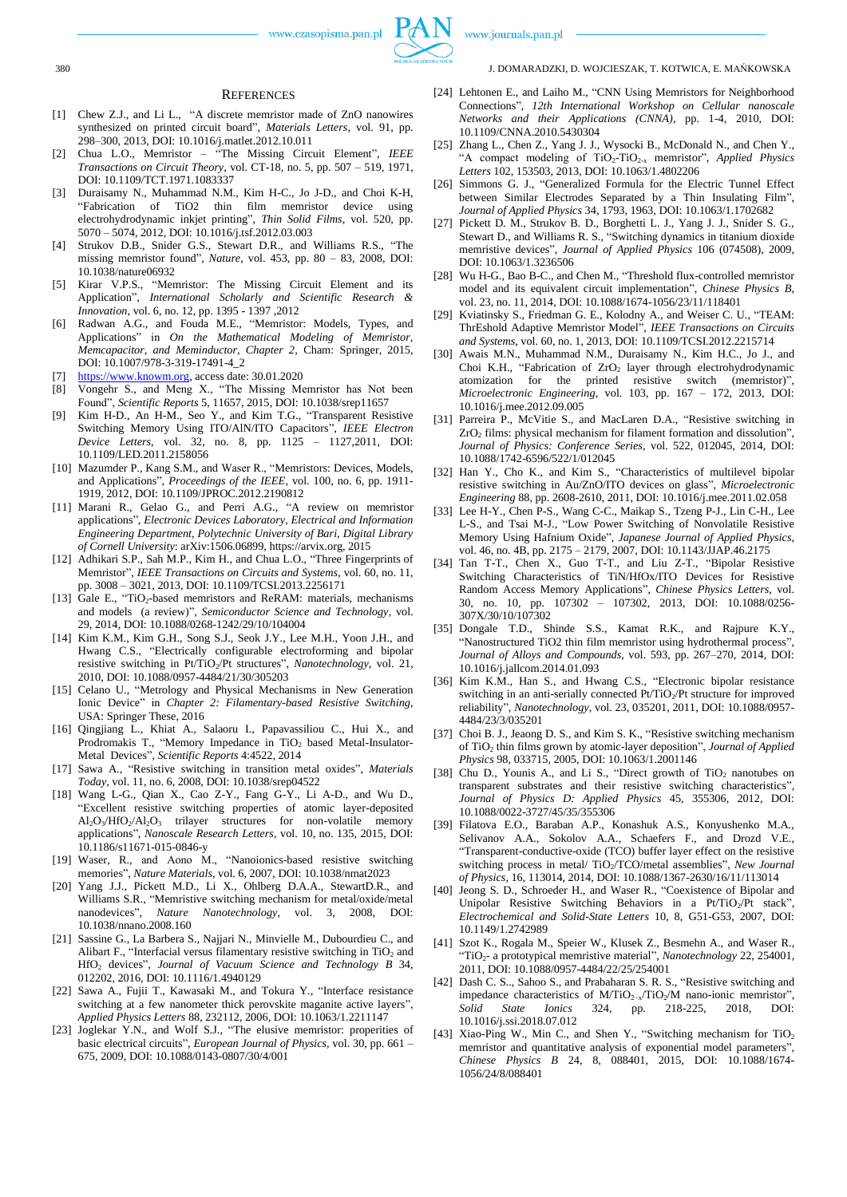## REFERENCES

[1] Chew Z.J., and Li L., "A discrete memristor made of ZnO nanowires synthesized on printed circuit board", *Materials Letters*, vol. 91, pp. 298–300, 2013, DOI: 10.1016/j.matlet.2012.10.011

[2] Chua L.O., Memristor – "The Missing Circuit Element", *IEEE Transactions on Circuit Theory*, vol. CT-18, no. 5, pp. 507 – 519, 1971, DOI: 10.1109/TCT.1971.1083337

[3] Duraisamy N., Muhammad N.M., Kim H-C., Jo J-D., and Choi K-H, "Fabrication of TiO2 thin film memristor device using electrohydrodynamic inkjet printing", *Thin Solid Films*, vol. 520, pp. 5070 – 5074, 2012, DOI: 10.1016/j.tsf.2012.03.003

[4] Strukov D.B., Snider G.S., Stewart D.R., and Williams R.S., "The missing memristor found", *Nature*, vol. 453, pp. 80 – 83, 2008, DOI: 10.1038/nature06932

[5] Kirar V.P.S., "Memristor: The Missing Circuit Element and its Application", *International Scholarly and Scientific Research & Innovation*, vol. 6, no. 12, pp. 1395 - 1397 ,2012

[6] Radwan A.G., and Fouda M.E., "Memristor: Models, Types, and Applications" in *On the Mathematical Modeling of Memristor, Memcapacitor, and Meminductor, Chapter 2*, Cham: Springer, 2015, DOI: 10.1007/978-3-319-17491-4_2

[7] https://www.knowm.org, access date: 30.01.2020

[8] Vongehr S., and Meng X., "The Missing Memristor has Not been Found", *Scientific Reports* 5, 11657, 2015, DOI: 10.1038/srep11657

[9] Kim H-D., An H-M., Seo Y., and Kim T.G., "Transparent Resistive Switching Memory Using ITO/AlN/ITO Capacitors", *IEEE Electron Device Letters*, vol. 32, no. 8, pp. 1125 – 1127,2011, DOI: 10.1109/LED.2011.2158056

[10] Mazumder P., Kang S.M., and Waser R., "Memristors: Devices, Models, and Applications", *Proceedings of the IEEE*, vol. 100, no. 6, pp. 1911-1919, 2012, DOI: 10.1109/JPROC.2012.2190812

[11] Marani R., Gelao G., and Perri A.G., "A review on memristor applications", *Electronic Devices Laboratory, Electrical and Information Engineering Department, Polytechnic University of Bari, Digital Library of Cornell University*: arXiv:1506.06899, https://arvix.org, 2015

[12] Adhikari S.P., Sah M.P., Kim H., and Chua L.O., "Three Fingerprints of Memristor", *IEEE Transactions on Circuits and Systems*, vol. 60, no. 11, pp. 3008 – 3021, 2013, DOI: 10.1109/TCSI.2013.2256171

[13] Gale E., "$TiO_2$-based memristors and ReRAM: materials, mechanisms and models (a review)", *Semiconductor Science and Technology*, vol. 29, 2014, DOI: 10.1088/0268-1242/29/10/104004

[14] Kim K.M., Kim G.H., Song S.J., Seok J.Y., Lee M.H., Yoon J.H., and Hwang C.S., "Electrically configurable electroforming and bipolar resistive switching in Pt/$TiO_2$/Pt structures", *Nanotechnology*, vol. 21, 2010, DOI: 10.1088/0957-4484/21/30/305203

[15] Celano U., "Metrology and Physical Mechanisms in New Generation Ionic Device" in *Chapter 2: Filamentary-based Resistive Switching*, USA: Springer These, 2016

[16] Qingjiang L., Khiat A., Salaoru I., Papavassiliou C., Hui X., and Prodromakis T., "Memory Impedance in $TiO_2$ based Metal-Insulator-Metal Devices", *Scientific Reports* 4:4522, 2014

[17] Sawa A., "Resistive switching in transition metal oxides", *Materials Today*, vol. 11, no. 6, 2008, DOI: 10.1038/srep04522

[18] Wang L-G., Qian X., Cao Z-Y., Fang G-Y., Li A-D., and Wu D., "Excellent resistive switching properties of atomic layer-deposited $Al_2O_3$/$HfO_2$/$Al_2O_3$ trilayer structures for non-volatile memory applications", *Nanoscale Research Letters*, vol. 10, no. 135, 2015, DOI: 10.1186/s11671-015-0846-y

[19] Waser, R., and Aono M., "Nanoionics-based resistive switching memories", *Nature Materials*, vol. 6, 2007, DOI: 10.1038/nmat2023

[20] Yang J.J., Pickett M.D., Li X., Ohlberg D.A.A., StewartD.R., and Williams S.R., "Memristive switching mechanism for metal/oxide/metal nanodevices", *Nature Nanotechnology*, vol. 3, 2008, DOI: 10.1038/nnano.2008.160

[21] Sassine G., La Barbera S., Najjari N., Minvielle M., Dubourdieu C., and Alibart F., "Interfacial versus filamentary resistive switching in $TiO_2$ and $HfO_2$ devices", *Journal of Vacuum Science and Technology B* 34, 012202, 2016, DOI: 10.1116/1.4940129

[22] Sawa A., Fujii T., Kawasaki M., and Tokura Y., "Interface resistance switching at a few nanometer thick perovskite maganite active layers", *Applied Physics Letters* 88, 232112, 2006, DOI: 10.1063/1.2211147

[23] Joglekar Y.N., and Wolf S.J., "The elusive memristor: properties of basic electrical circuits", *European Journal of Physics*, vol. 30, pp. 661 – 675, 2009, DOI: 10.1088/0143-0807/30/4/001

[24] Lehtonen E., and Laiho M., "CNN Using Memristors for Neighborhood Connections", *12th International Workshop on Cellular nanoscale Networks and their Applications (CNNA)*, pp. 1-4, 2010, DOI: 10.1109/CNNA.2010.5430304

[25] Zhang L., Chen Z., Yang J. J., Wysocki B., McDonald N., and Chen Y., "A compact modeling of $TiO_2$-$TiO_{2-x}$ memristor", *Applied Physics Letters* 102, 153503, 2013, DOI: 10.1063/1.4802206

[26] Simmons G. J., "Generalized Formula for the Electric Tunnel Effect between Similar Electrodes Separated by a Thin Insulating Film", *Journal of Applied Physics* 34, 1793, 1963, DOI: 10.1063/1.1702682

[27] Pickett D. M., Strukov B. D., Borghetti L. J., Yang J. J., Snider S. G., Stewart D., and Williams R. S., "Switching dynamics in titanium dioxide memristive devices", *Journal of Applied Physics* 106 (074508), 2009, DOI: 10.1063/1.3236506

[28] Wu H-G., Bao B-C., and Chen M., "Threshold flux-controlled memristor model and its equivalent circuit implementation", *Chinese Physics B*, vol. 23, no. 11, 2014, DOI: 10.1088/1674-1056/23/11/118401

[29] Kviatinsky S., Friedman G. E., Kolodny A., and Weiser C. U., "TEAM: ThrEshold Adaptive Memristor Model", *IEEE Transactions on Circuits and Systems*, vol. 60, no. 1, 2013, DOI: 10.1109/TCSI.2012.2215714

[30] Awais M.N., Muhammad N.M., Duraisamy N., Kim H.C., Jo J., and Choi K.H., "Fabrication of $ZrO_2$ layer through electrohydrodynamic atomization for the printed resistive switch (memristor)", *Microelectronic Engineering*, vol. 103, pp. 167 – 172, 2013, DOI: 10.1016/j.mee.2012.09.005

[31] Parreira P., McVitie S., and MacLaren D.A., "Resistive switching in $ZrO_2$ films: physical mechanism for filament formation and dissolution", *Journal of Physics: Conference Series*, vol. 522, 012045, 2014, DOI: 10.1088/1742-6596/522/1/012045

[32] Han Y., Cho K., and Kim S., "Characteristics of multilevel bipolar resistive switching in Au/ZnO/ITO devices on glass", *Microelectronic Engineering* 88, pp. 2608-2610, 2011, DOI: 10.1016/j.mee.2011.02.058

[33] Lee H-Y., Chen P-S., Wang C-C., Maikap S., Tzeng P-J., Lin C-H., Lee L-S., and Tsai M-J., "Low Power Switching of Nonvolatile Resistive Memory Using Hafnium Oxide", *Japanese Journal of Applied Physics*, vol. 46, no. 4B, pp. 2175 – 2179, 2007, DOI: 10.1143/JJAP.46.2175

[34] Tan T-T., Chen X., Guo T-T., and Liu Z-T., "Bipolar Resistive Switching Characteristics of TiN/HfOx/ITO Devices for Resistive Random Access Memory Applications", *Chinese Physics Letters*, vol. 30, no. 10, pp. 107302 – 107302, 2013, DOI: 10.1088/0256-307X/30/10/107302

[35] Dongale T.D., Shinde S.S., Kamat R.K., and Rajpure K.Y., "Nanostructured TiO2 thin film memristor using hydrothermal process", *Journal of Alloys and Compounds*, vol. 593, pp. 267–270, 2014, DOI: 10.1016/j.jallcom.2014.01.093

[36] Kim K.M., Han S., and Hwang C.S., "Electronic bipolar resistance switching in an anti-serially connected Pt/$TiO_2$/Pt structure for improved reliability", *Nanotechnology*, vol. 23, 035201, 2011, DOI: 10.1088/0957-4484/23/3/035201

[37] Choi B. J., Jeaong D. S., and Kim S. K., "Resistive switching mechanism of $TiO_2$ thin films grown by atomic-layer deposition", *Journal of Applied Physics* 98, 033715, 2005, DOI: 10.1063/1.2001146

[38] Chu D., Younis A., and Li S., "Direct growth of $TiO_2$ nanotubes on transparent substrates and their resistive switching characteristics", *Journal of Physics D: Applied Physics* 45, 355306, 2012, DOI: 10.1088/0022-3727/45/35/355306

[39] Filatova E.O., Baraban A.P., Konashuk A.S., Konyushenko M.A., Selivanov A.A., Sokolov A.A., Schaefers F., and Drozd V.E., "Transparent-conductive-oxide (TCO) buffer layer effect on the resistive switching process in metal/ $TiO_2$/TCO/metal assemblies", *New Journal of Physics*, 16, 113014, 2014, DOI: 10.1088/1367-2630/16/11/113014

[40] Jeong S. D., Schroeder H., and Waser R., "Coexistence of Bipolar and Unipolar Resistive Switching Behaviors in a Pt/$TiO_2$/Pt stack", *Electrochemical and Solid-State Letters* 10, 8, G51-G53, 2007, DOI: 10.1149/1.2742989

[41] Szot K., Rogala M., Speier W., Klusek Z., Besmehn A., and Waser R., "$TiO_2$- a prototypical memristive material", *Nanotechnology* 22, 254001, 2011, DOI: 10.1088/0957-4484/22/25/254001

[42] Dash C. S., Sahoo S., and Prabaharan S. R. S., "Resistive switching and impedance characteristics of M/$TiO_{2-x}$/$TiO_2$/M nano-ionic memristor", *Solid State Ionics* 324, pp. 218-225, 2018, DOI: 10.1016/j.ssi.2018.07.012

[43] Xiao-Ping W., Min C., and Shen Y., "Switching mechanism for $TiO_2$ memristor and quantitative analysis of exponential model parameters", *Chinese Physics B* 24, 8, 088401, 2015, DOI: 10.1088/1674-1056/24/8/088401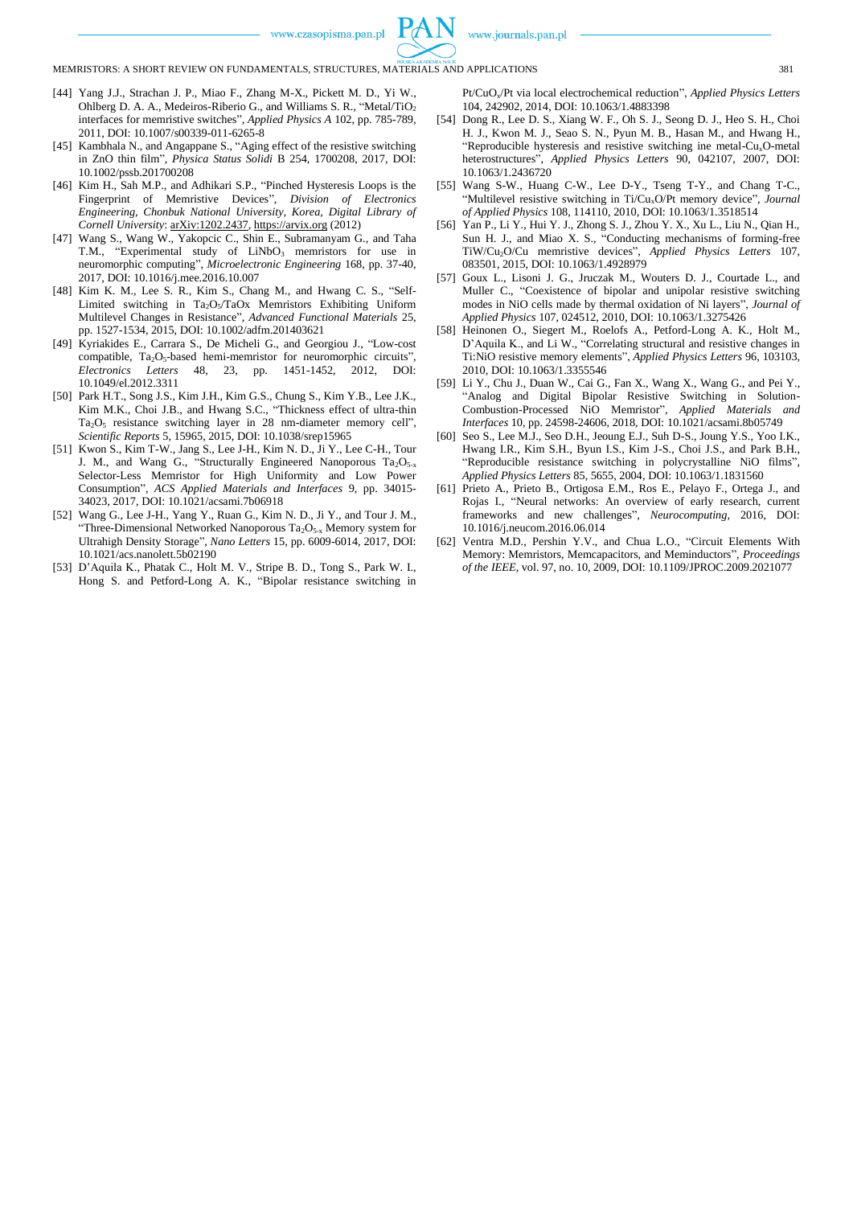[44] Yang J.J., Strachan J. P., Miao F., Zhang M-X., Pickett M. D., Yi W., Ohlberg D. A. A., Medeiros-Riberio G., and Williams S. R., "Metal/$TiO_2$ interfaces for memristive switches", *Applied Physics A* 102, pp. 785-789, 2011, DOI: 10.1007/s00339-011-6265-8

[45] Kambhala N., and Angappane S., "Aging effect of the resistive switching in ZnO thin film", *Physica Status Solidi* B 254, 1700208, 2017, DOI: 10.1002/pssb.201700208

[46] Kim H., Sah M.P., and Adhikari S.P., "Pinched Hysteresis Loops is the Fingerprint of Memristive Devices", *Division of Electronics Engineering, Chonbuk National University, Korea, Digital Library of Cornell University*: arXiv:1202.2437, https://arvix.org (2012)

[47] Wang S., Wang W., Yakopcic C., Shin E., Subramanyam G., and Taha T.M., "Experimental study of $LiNbO_3$ memristors for use in neuromorphic computing", *Microelectronic Engineering* 168, pp. 37-40, 2017, DOI: 10.1016/j.mee.2016.10.007

[48] Kim K. M., Lee S. R., Kim S., Chang M., and Hwang C. S., "Self-Limited switching in $Ta_2O_5$/TaOx Memristors Exhibiting Uniform Multilevel Changes in Resistance", *Advanced Functional Materials* 25, pp. 1527-1534, 2015, DOI: 10.1002/adfm.201403621

[49] Kyriakides E., Carrara S., De Micheli G., and Georgiou J., "Low-cost compatible, $Ta_2O_5$-based hemi-memristor for neuromorphic circuits", *Electronics Letters* 48, 23, pp. 1451-1452, 2012, DOI: 10.1049/el.2012.3311

[50] Park H.T., Song J.S., Kim J.H., Kim G.S., Chung S., Kim Y.B., Lee J.K., Kim M.K., Choi J.B., and Hwang S.C., "Thickness effect of ultra-thin $Ta_2O_5$ resistance switching layer in 28 nm-diameter memory cell", *Scientific Reports* 5, 15965, 2015, DOI: 10.1038/srep15965

[51] Kwon S., Kim T-W., Jang S., Lee J-H., Kim N. D., Ji Y., Lee C-H., Tour J. M., and Wang G., "Structurally Engineered Nanoporous $Ta_2O_{5-x}$ Selector-Less Memristor for High Uniformity and Low Power Consumption", *ACS Applied Materials and Interfaces* 9, pp. 34015-34023, 2017, DOI: 10.1021/acsami.7b06918

[52] Wang G., Lee J-H., Yang Y., Ruan G., Kim N. D., Ji Y., and Tour J. M., "Three-Dimensional Networked Nanoporous $Ta_2O_{5-x}$ Memory system for Ultrahigh Density Storage", *Nano Letters* 15, pp. 6009-6014, 2017, DOI: 10.1021/acs.nanolett.5b02190

[53] D'Aquila K., Phatak C., Holt M. V., Stripe B. D., Tong S., Park W. I., Hong S. and Petford-Long A. K., "Bipolar resistance switching in Pt/$CuO_x$/Pt via local electrochemical reduction", *Applied Physics Letters* 104, 242902, 2014, DOI: 10.1063/1.4883398

[54] Dong R., Lee D. S., Xiang W. F., Oh S. J., Seong D. J., Heo S. H., Choi H. J., Kwon M. J., Seao S. N., Pyun M. B., Hasan M., and Hwang H., "Reproducible hysteresis and resistive switching ine metal-$Cu_xO$-metal heterostructures", *Applied Physics Letters* 90, 042107, 2007, DOI: 10.1063/1.2436720

[55] Wang S-W., Huang C-W., Lee D-Y., Tseng T-Y., and Chang T-C., "Multilevel resistive switching in Ti/$Cu_xO$/Pt memory device", *Journal of Applied Physics* 108, 114110, 2010, DOI: 10.1063/1.3518514

[56] Yan P., Li Y., Hui Y. J., Zhong S. J., Zhou Y. X., Xu L., Liu N., Qian H., Sun H. J., and Miao X. S., "Conducting mechanisms of forming-free TiW/$Cu_2O$/Cu memristive devices", *Applied Physics Letters* 107, 083501, 2015, DOI: 10.1063/1.4928979

[57] Goux L., Lisoni J. G., Jruczak M., Wouters D. J., Courtade L., and Muller C., "Coexistence of bipolar and unipolar resistive switching modes in NiO cells made by thermal oxidation of Ni layers", *Journal of Applied Physics* 107, 024512, 2010, DOI: 10.1063/1.3275426

[58] Heinonen O., Siegert M., Roelofs A., Petford-Long A. K., Holt M., D'Aquila K., and Li W., "Correlating structural and resistive changes in Ti:NiO resistive memory elements", *Applied Physics Letters* 96, 103103, 2010, DOI: 10.1063/1.3355546

[59] Li Y., Chu J., Duan W., Cai G., Fan X., Wang X., Wang G., and Pei Y., "Analog and Digital Bipolar Resistive Switching in Solution-Combustion-Processed NiO Memristor", *Applied Materials and Interfaces* 10, pp. 24598-24606, 2018, DOI: 10.1021/acsami.8b05749

[60] Seo S., Lee M.J., Seo D.H., Jeoung E.J., Suh D-S., Joung Y.S., Yoo I.K., Hwang I.R., Kim S.H., Byun I.S., Kim J-S., Choi J.S., and Park B.H., "Reproducible resistance switching in polycrystalline NiO films", *Applied Physics Letters* 85, 5655, 2004, DOI: 10.1063/1.1831560

[61] Prieto A., Prieto B., Ortigosa E.M., Ros E., Pelayo F., Ortega J., and Rojas I., "Neural networks: An overview of early research, current frameworks and new challenges", *Neurocomputing*, 2016, DOI: 10.1016/j.neucom.2016.06.014

[62] Ventra M.D., Pershin Y.V., and Chua L.O., "Circuit Elements With Memory: Memristors, Memcapacitors, and Meminductors", *Proceedings of the IEEE*, vol. 97, no. 10, 2009, DOI: 10.1109/JPROC.2009.2021077